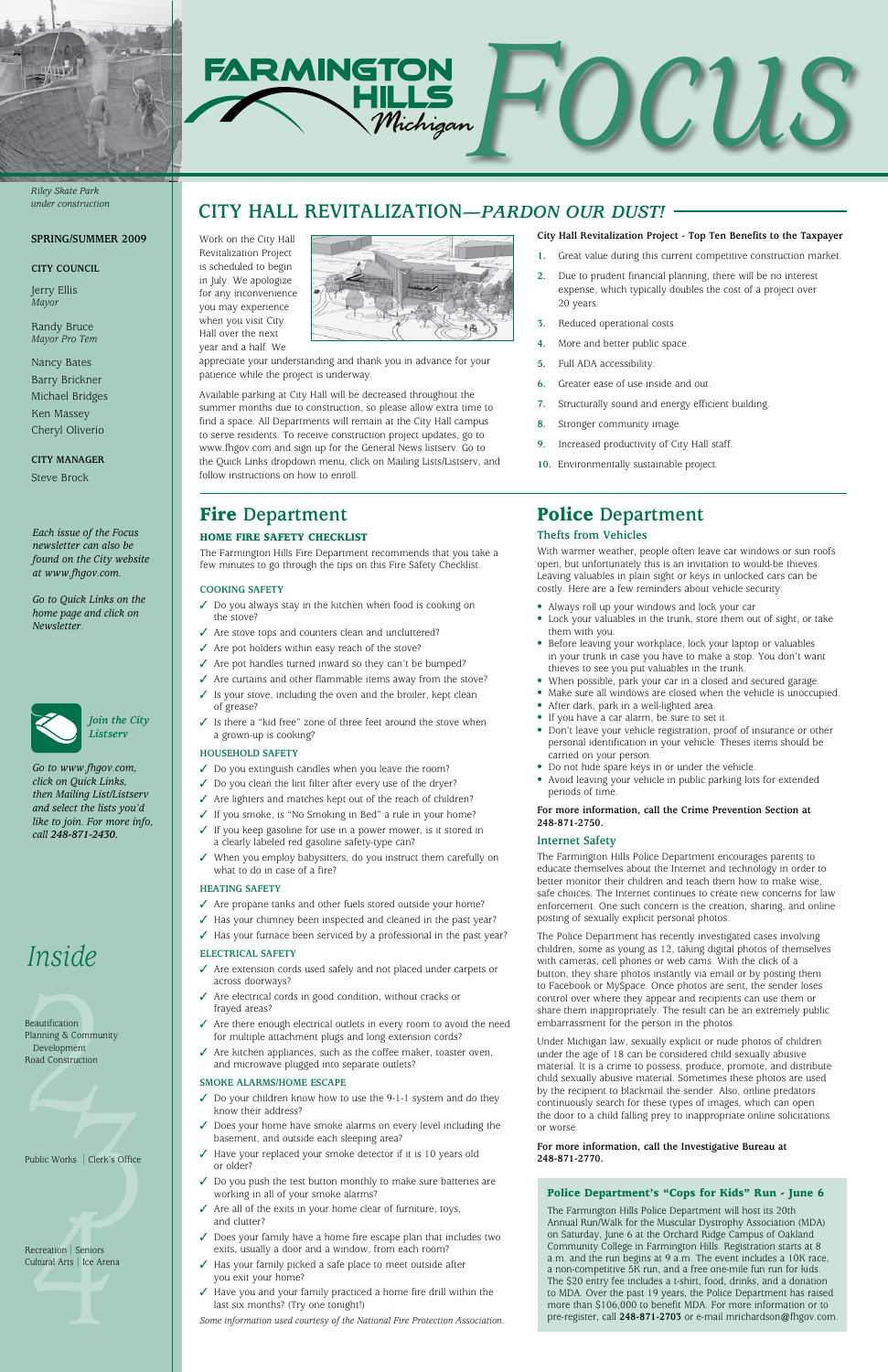# Farmington Hills Michigan Focus

*Riley Skate Park under construction*

**SPRING/SUMMER 2009**

**CITY COUNCIL**

Jerry Ellis
*Mayor*

Randy Bruce
*Mayor Pro Tem*

Nancy Bates
Barry Brickner
Michael Bridges
Ken Massey
Cheryl Oliverio

**CITY MANAGER**

Steve Brock

*Each issue of the Focus newsletter can also be found on the City website at www.fhgov.com.*

*Go to Quick Links on the home page and click on Newsletter.*

***Join the City Listserv***

*Go to www.fhgov.com, click on Quick Links, then Mailing List/Listserv and select the lists you'd like to join. For more info, call* ***248-871-2430.***

## Inside

**2** Beautification | Planning & Community Development | Road Construction

**3** Public Works | Clerk's Office

**4** Recreation | Seniors | Cultural Arts | Ice Arena

## CITY HALL REVITALIZATION—*PARDON OUR DUST!*

Work on the City Hall Revitalization Project is scheduled to begin in July. We apologize for any inconvenience you may experience when you visit City Hall over the next year and a half. We appreciate your understanding and thank you in advance for your patience while the project is underway.

Available parking at City Hall will be decreased throughout the summer months due to construction, so please allow extra time to find a space. All Departments will remain at the City Hall campus to serve residents. To receive construction project updates, go to www.fhgov.com and sign up for the General News listserv. Go to the Quick Links dropdown menu, click on Mailing Lists/Listserv, and follow instructions on how to enroll.

**City Hall Revitalization Project - Top Ten Benefits to the Taxpayer**

1. Great value during this current competitive construction market.
2. Due to prudent financial planning, there will be no interest expense, which typically doubles the cost of a project over 20 years.
3. Reduced operational costs.
4. More and better public space.
5. Full ADA accessibility.
6. Greater ease of use inside and out.
7. Structurally sound and energy efficient building.
8. Stronger community image.
9. Increased productivity of City Hall staff.
10. Environmentally sustainable project.

## Fire Department

### HOME FIRE SAFETY CHECKLIST

The Farmington Hills Fire Department recommends that you take a few minutes to go through the tips on this Fire Safety Checklist.

#### COOKING SAFETY

- ✓ Do you always stay in the kitchen when food is cooking on the stove?
- ✓ Are stove tops and counters clean and uncluttered?
- ✓ Are pot holders within easy reach of the stove?
- ✓ Are pot handles turned inward so they can't be bumped?
- ✓ Are curtains and other flammable items away from the stove?
- ✓ Is your stove, including the oven and the broiler, kept clean of grease?
- ✓ Is there a "kid free" zone of three feet around the stove when a grown-up is cooking?

#### HOUSEHOLD SAFETY

- ✓ Do you extinguish candles when you leave the room?
- ✓ Do you clean the lint filter after every use of the dryer?
- ✓ Are lighters and matches kept out of the reach of children?
- ✓ If you smoke, is "No Smoking in Bed" a rule in your home?
- ✓ If you keep gasoline for use in a power mower, is it stored in a clearly labeled red gasoline safety-type can?
- ✓ When you employ babysitters, do you instruct them carefully on what to do in case of a fire?

#### HEATING SAFETY

- ✓ Are propane tanks and other fuels stored outside your home?
- ✓ Has your chimney been inspected and cleaned in the past year?
- ✓ Has your furnace been serviced by a professional in the past year?

#### ELECTRICAL SAFETY

- ✓ Are extension cords used safely and not placed under carpets or across doorways?
- ✓ Are electrical cords in good condition, without cracks or frayed areas?
- ✓ Are there enough electrical outlets in every room to avoid the need for multiple attachment plugs and long extension cords?
- ✓ Are kitchen appliances, such as the coffee maker, toaster oven, and microwave plugged into separate outlets?

#### SMOKE ALARMS/HOME ESCAPE

- ✓ Do your children know how to use the 9-1-1 system and do they know their address?
- ✓ Does your home have smoke alarms on every level including the basement, and outside each sleeping area?
- ✓ Have your replaced your smoke detector if it is 10 years old or older?
- ✓ Do you push the test button monthly to make sure batteries are working in all of your smoke alarms?
- ✓ Are all of the exits in your home clear of furniture, toys, and clutter?
- ✓ Does your family have a home fire escape plan that includes two exits, usually a door and a window, from each room?
- ✓ Has your family picked a safe place to meet outside after you exit your home?
- ✓ Have you and your family practiced a home fire drill within the last six months? (Try one tonight!)

*Some information used courtesy of the National Fire Protection Association.*

## Police Department

### Thefts from Vehicles

With warmer weather, people often leave car windows or sun roofs open, but unfortunately this is an invitation to would-be thieves. Leaving valuables in plain sight or keys in unlocked cars can be costly. Here are a few reminders about vehicle security:

- Always roll up your windows and lock your car.
- Lock your valuables in the trunk, store them out of sight, or take them with you.
- Before leaving your workplace, lock your laptop or valuables in your trunk in case you have to make a stop. You don't want thieves to see you put valuables in the trunk.
- When possible, park your car in a closed and secured garage.
- Make sure all windows are closed when the vehicle is unoccupied.
- After dark, park in a well-lighted area.
- If you have a car alarm, be sure to set it.
- Don't leave your vehicle registration, proof of insurance or other personal identification in your vehicle. Theses items should be carried on your person.
- Do not hide spare keys in or under the vehicle.
- Avoid leaving your vehicle in public parking lots for extended periods of time.

**For more information, call the Crime Prevention Section at 248-871-2750.**

### Internet Safety

The Farmington Hills Police Department encourages parents to educate themselves about the Internet and technology in order to better monitor their children and teach them how to make wise, safe choices. The Internet continues to create new concerns for law enforcement. One such concern is the creation, sharing, and online posting of sexually explicit personal photos.

The Police Department has recently investigated cases involving children, some as young as 12, taking digital photos of themselves with cameras, cell phones or web cams. With the click of a button, they share photos instantly via email or by posting them to Facebook or MySpace. Once photos are sent, the sender loses control over where they appear and recipients can use them or share them inappropriately. The result can be an extremely public embarrassment for the person in the photos.

Under Michigan law, sexually explicit or nude photos of children under the age of 18 can be considered child sexually abusive material. It is a crime to possess, produce, promote, and distribute child sexually abusive material. Sometimes these photos are used by the recipient to blackmail the sender. Also, online predators continuously search for these types of images, which can open the door to a child falling prey to inappropriate online solicitations or worse.

**For more information, call the Investigative Bureau at 248-871-2770.**

### Police Department's "Cops for Kids" Run - June 6

The Farmington Hills Police Department will host its 20th Annual Run/Walk for the Muscular Dystrophy Association (MDA) on Saturday, June 6 at the Orchard Ridge Campus of Oakland Community College in Farmington Hills. Registration starts at 8 a.m. and the run begins at 9 a.m. The event includes a 10K race, a non-competitive 5K run, and a free one-mile fun run for kids. The $20 entry fee includes a t-shirt, food, drinks, and a donation to MDA. Over the past 19 years, the Police Department has raised more than $106,000 to benefit MDA. For more information or to pre-register, call **248-871-2703** or e-mail mrichardson@fhgov.com.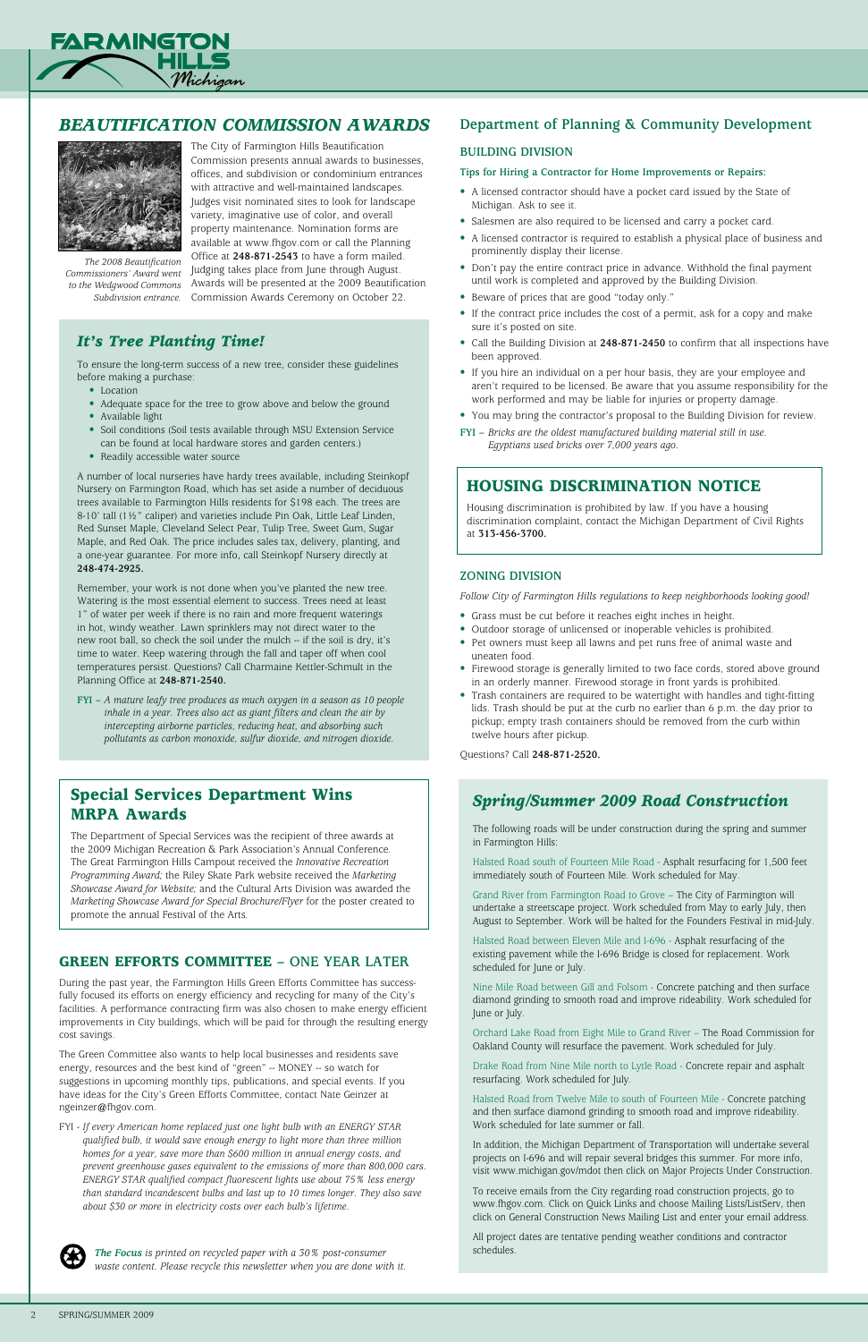## *BEAUTIFICATION COMMISSION AWARDS*

*The 2008 Beautification Commissioners' Award went to the Wedgwood Commons Subdivision entrance.*

The City of Farmington Hills Beautification Commission presents annual awards to businesses, offices, and subdivision or condominium entrances with attractive and well-maintained landscapes. Judges visit nominated sites to look for landscape variety, imaginative use of color, and overall property maintenance. Nomination forms are available at www.fhgov.com or call the Planning Office at **248-871-2543** to have a form mailed. Judging takes place from June through August. Awards will be presented at the 2009 Beautification Commission Awards Ceremony on October 22.

## *It's Tree Planting Time!*

To ensure the long-term success of a new tree, consider these guidelines before making a purchase:

- Location
- Adequate space for the tree to grow above and below the ground
- Available light
- Soil conditions (Soil tests available through MSU Extension Service can be found at local hardware stores and garden centers.)
- Readily accessible water source

A number of local nurseries have hardy trees available, including Steinkopf Nursery on Farmington Road, which has set aside a number of deciduous trees available to Farmington Hills residents for $198 each. The trees are 8-10' tall (1½" caliper) and varieties include Pin Oak, Little Leaf Linden, Red Sunset Maple, Cleveland Select Pear, Tulip Tree, Sweet Gum, Sugar Maple, and Red Oak. The price includes sales tax, delivery, planting, and a one-year guarantee. For more info, call Steinkopf Nursery directly at **248-474-2925.**

Remember, your work is not done when you've planted the new tree. Watering is the most essential element to success. Trees need at least 1" of water per week if there is no rain and more frequent waterings in hot, windy weather. Lawn sprinklers may not direct water to the new root ball, so check the soil under the mulch -- if the soil is dry, it's time to water. Keep watering through the fall and taper off when cool temperatures persist. Questions? Call Charmaine Kettler-Schmult in the Planning Office at **248-871-2540.**

**FYI –** *A mature leafy tree produces as much oxygen in a season as 10 people inhale in a year. Trees also act as giant filters and clean the air by intercepting airborne particles, reducing heat, and absorbing such pollutants as carbon monoxide, sulfur dioxide, and nitrogen dioxide.*

## Special Services Department Wins MRPA Awards

The Department of Special Services was the recipient of three awards at the 2009 Michigan Recreation & Park Association's Annual Conference. The Great Farmington Hills Campout received the *Innovative Recreation Programming Award;* the Riley Skate Park website received the *Marketing Showcase Award for Website;* and the Cultural Arts Division was awarded the *Marketing Showcase Award for Special Brochure/Flyer* for the poster created to promote the annual Festival of the Arts.

## GREEN EFFORTS COMMITTEE – ONE YEAR LATER

During the past year, the Farmington Hills Green Efforts Committee has successfully focused its efforts on energy efficiency and recycling for many of the City's facilities. A performance contracting firm was also chosen to make energy efficient improvements in City buildings, which will be paid for through the resulting energy cost savings.

The Green Committee also wants to help local businesses and residents save energy, resources and the best kind of "green" -- MONEY -- so watch for suggestions in upcoming monthly tips, publications, and special events. If you have ideas for the City's Green Efforts Committee, contact Nate Geinzer at ngeinzer@fhgov.com.

FYI - *If every American home replaced just one light bulb with an ENERGY STAR qualified bulb, it would save enough energy to light more than three million homes for a year, save more than $600 million in annual energy costs, and prevent greenhouse gases equivalent to the emissions of more than 800,000 cars. ENERGY STAR qualified compact fluorescent lights use about 75% less energy than standard incandescent bulbs and last up to 10 times longer. They also save about $30 or more in electricity costs over each bulb's lifetime.*

***The Focus*** *is printed on recycled paper with a 30% post-consumer waste content. Please recycle this newsletter when you are done with it.*

## Department of Planning & Community Development

### BUILDING DIVISION

**Tips for Hiring a Contractor for Home Improvements or Repairs:**

- A licensed contractor should have a pocket card issued by the State of Michigan. Ask to see it.
- Salesmen are also required to be licensed and carry a pocket card.
- A licensed contractor is required to establish a physical place of business and prominently display their license.
- Don't pay the entire contract price in advance. Withhold the final payment until work is completed and approved by the Building Division.
- Beware of prices that are good "today only."
- If the contract price includes the cost of a permit, ask for a copy and make sure it's posted on site.
- Call the Building Division at **248-871-2450** to confirm that all inspections have been approved.
- If you hire an individual on a per hour basis, they are your employee and aren't required to be licensed. Be aware that you assume responsibility for the work performed and may be liable for injuries or property damage.
- You may bring the contractor's proposal to the Building Division for review.

**FYI –** *Bricks are the oldest manufactured building material still in use. Egyptians used bricks over 7,000 years ago.*

## HOUSING DISCRIMINATION NOTICE

Housing discrimination is prohibited by law. If you have a housing discrimination complaint, contact the Michigan Department of Civil Rights at **313-456-3700.**

### ZONING DIVISION

*Follow City of Farmington Hills regulations to keep neighborhoods looking good!*

- Grass must be cut before it reaches eight inches in height.
- Outdoor storage of unlicensed or inoperable vehicles is prohibited.
- Pet owners must keep all lawns and pet runs free of animal waste and uneaten food.
- Firewood storage is generally limited to two face cords, stored above ground in an orderly manner. Firewood storage in front yards is prohibited.
- Trash containers are required to be watertight with handles and tight-fitting lids. Trash should be put at the curb no earlier than 6 p.m. the day prior to pickup; empty trash containers should be removed from the curb within twelve hours after pickup.

Questions? Call **248-871-2520.**

## *Spring/Summer 2009 Road Construction*

The following roads will be under construction during the spring and summer in Farmington Hills:

Halsted Road south of Fourteen Mile Road - Asphalt resurfacing for 1,500 feet immediately south of Fourteen Mile. Work scheduled for May.

Grand River from Farmington Road to Grove – The City of Farmington will undertake a streetscape project. Work scheduled from May to early July, then August to September. Work will be halted for the Founders Festival in mid-July.

Halsted Road between Eleven Mile and I-696 - Asphalt resurfacing of the existing pavement while the I-696 Bridge is closed for replacement. Work scheduled for June or July.

Nine Mile Road between Gill and Folsom - Concrete patching and then surface diamond grinding to smooth road and improve rideability. Work scheduled for June or July.

Orchard Lake Road from Eight Mile to Grand River – The Road Commission for Oakland County will resurface the pavement. Work scheduled for July.

Drake Road from Nine Mile north to Lytle Road - Concrete repair and asphalt resurfacing. Work scheduled for July.

Halsted Road from Twelve Mile to south of Fourteen Mile - Concrete patching and then surface diamond grinding to smooth road and improve rideability. Work scheduled for late summer or fall.

In addition, the Michigan Department of Transportation will undertake several projects on I-696 and will repair several bridges this summer. For more info, visit www.michigan.gov/mdot then click on Major Projects Under Construction.

To receive emails from the City regarding road construction projects, go to www.fhgov.com. Click on Quick Links and choose Mailing Lists/ListServ, then click on General Construction News Mailing List and enter your email address.

All project dates are tentative pending weather conditions and contractor schedules.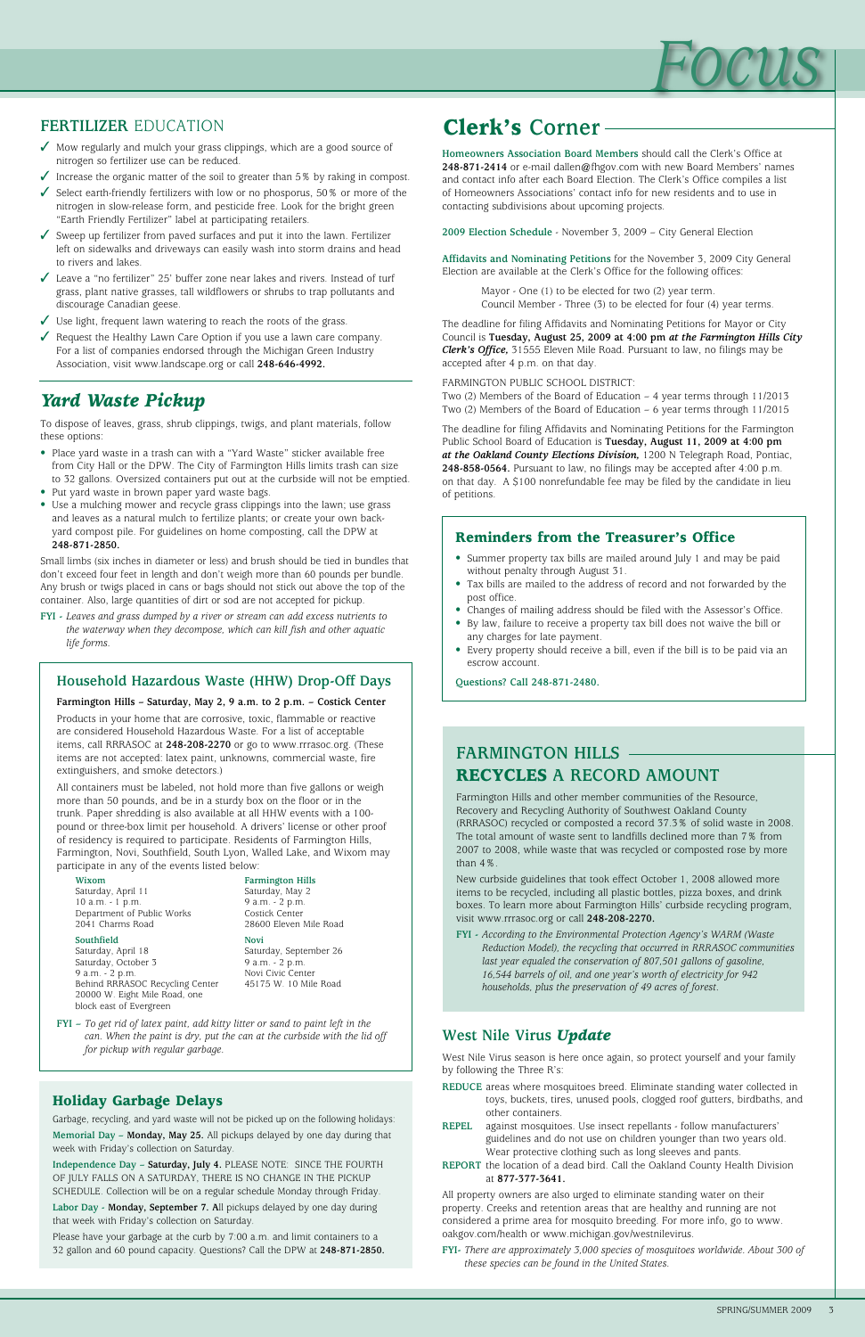# Focus

## FERTILIZER EDUCATION

- ✓ Mow regularly and mulch your grass clippings, which are a good source of nitrogen so fertilizer use can be reduced.
- ✓ Increase the organic matter of the soil to greater than 5% by raking in compost.
- ✓ Select earth-friendly fertilizers with low or no phosphorus, 50% or more of the nitrogen in slow-release form, and pesticide free. Look for the bright green "Earth Friendly Fertilizer" label at participating retailers.
- ✓ Sweep up fertilizer from paved surfaces and put it into the lawn. Fertilizer left on sidewalks and driveways can easily wash into storm drains and head to rivers and lakes.
- ✓ Leave a "no fertilizer" 25' buffer zone near lakes and rivers. Instead of turf grass, plant native grasses, tall wildflowers or shrubs to trap pollutants and discourage Canadian geese.
- ✓ Use light, frequent lawn watering to reach the roots of the grass.
- ✓ Request the Healthy Lawn Care Option if you use a lawn care company. For a list of companies endorsed through the Michigan Green Industry Association, visit www.landscape.org or call **248-646-4992.**

## *Yard Waste Pickup*

To dispose of leaves, grass, shrub clippings, twigs, and plant materials, follow these options:

- Place yard waste in a trash can with a "Yard Waste" sticker available free from City Hall or the DPW. The City of Farmington Hills limits trash can size to 32 gallons. Oversized containers put out at the curbside will not be emptied.
- Put yard waste in brown paper yard waste bags.
- Use a mulching mower and recycle grass clippings into the lawn; use grass and leaves as a natural mulch to fertilize plants; or create your own back-yard compost pile. For guidelines on home composting, call the DPW at **248-871-2850.**

Small limbs (six inches in diameter or less) and brush should be tied in bundles that don't exceed four feet in length and don't weigh more than 60 pounds per bundle. Any brush or twigs placed in cans or bags should not stick out above the top of the container. Also, large quantities of dirt or sod are not accepted for pickup.

FYI - *Leaves and grass dumped by a river or stream can add excess nutrients to the waterway when they decompose, which can kill fish and other aquatic life forms.*

### Household Hazardous Waste (HHW) Drop-Off Days

**Farmington Hills – Saturday, May 2, 9 a.m. to 2 p.m. – Costick Center**

Products in your home that are corrosive, toxic, flammable or reactive are considered Household Hazardous Waste. For a list of acceptable items, call RRRASOC at **248-208-2270** or go to www.rrrasoc.org. (These items are not accepted: latex paint, unknowns, commercial waste, fire extinguishers, and smoke detectors.)

All containers must be labeled, not hold more than five gallons or weigh more than 50 pounds, and be in a sturdy box on the floor or in the trunk. Paper shredding is also available at all HHW events with a 100-pound or three-box limit per household. A drivers' license or other proof of residency is required to participate. Residents of Farmington Hills, Farmington, Novi, Southfield, South Lyon, Walled Lake, and Wixom may participate in any of the events listed below:

**Wixom**
Saturday, April 11
10 a.m. - 1 p.m.
Department of Public Works
2041 Charms Road

**Southfield**
Saturday, April 18
Saturday, October 3
9 a.m. - 2 p.m.
Behind RRRASOC Recycling Center
20000 W. Eight Mile Road, one block east of Evergreen

**Farmington Hills**
Saturday, May 2
9 a.m. - 2 p.m.
Costick Center
28600 Eleven Mile Road

**Novi**
Saturday, September 26
9 a.m. - 2 p.m.
Novi Civic Center
45175 W. 10 Mile Road

FYI – *To get rid of latex paint, add kitty litter or sand to paint left in the can. When the paint is dry, put the can at the curbside with the lid off for pickup with regular garbage.*

### Holiday Garbage Delays

Garbage, recycling, and yard waste will not be picked up on the following holidays:

Memorial Day – **Monday, May 25.** All pickups delayed by one day during that week with Friday's collection on Saturday.

Independence Day – **Saturday, July 4.** PLEASE NOTE: SINCE THE FOURTH OF JULY FALLS ON A SATURDAY, THERE IS NO CHANGE IN THE PICKUP SCHEDULE. Collection will be on a regular schedule Monday through Friday.

Labor Day - **Monday, September 7. A**ll pickups delayed by one day during that week with Friday's collection on Saturday.

Please have your garbage at the curb by 7:00 a.m. and limit containers to a 32 gallon and 60 pound capacity. Questions? Call the DPW at **248-871-2850.**

## Clerk's Corner

**Homeowners Association Board Members** should call the Clerk's Office at **248-871-2414** or e-mail dallen@fhgov.com with new Board Members' names and contact info after each Board Election. The Clerk's Office compiles a list of Homeowners Associations' contact info for new residents and to use in contacting subdivisions about upcoming projects.

**2009 Election Schedule** - November 3, 2009 – City General Election

**Affidavits and Nominating Petitions** for the November 3, 2009 City General Election are available at the Clerk's Office for the following offices:

Mayor - One (1) to be elected for two (2) year term.
Council Member - Three (3) to be elected for four (4) year terms.

The deadline for filing Affidavits and Nominating Petitions for Mayor or City Council is **Tuesday, August 25, 2009 at 4:00 pm *at the Farmington Hills City Clerk's Office,*** 31555 Eleven Mile Road. Pursuant to law, no filings may be accepted after 4 p.m. on that day.

FARMINGTON PUBLIC SCHOOL DISTRICT:
Two (2) Members of the Board of Education – 4 year terms through 11/2013
Two (2) Members of the Board of Education – 6 year terms through 11/2015

The deadline for filing Affidavits and Nominating Petitions for the Farmington Public School Board of Education is **Tuesday, August 11, 2009 at 4:00 pm *at the Oakland County Elections Division,*** 1200 N Telegraph Road, Pontiac, **248-858-0564.** Pursuant to law, no filings may be accepted after 4:00 p.m. on that day. A $100 nonrefundable fee may be filed by the candidate in lieu of petitions.

### Reminders from the Treasurer's Office

- Summer property tax bills are mailed around July 1 and may be paid without penalty through August 31.
- Tax bills are mailed to the address of record and not forwarded by the post office.
- Changes of mailing address should be filed with the Assessor's Office.
- By law, failure to receive a property tax bill does not waive the bill or any charges for late payment.
- Every property should receive a bill, even if the bill is to be paid via an escrow account.

**Questions? Call 248-871-2480.**

## FARMINGTON HILLS RECYCLES A RECORD AMOUNT

Farmington Hills and other member communities of the Resource, Recovery and Recycling Authority of Southwest Oakland County (RRRASOC) recycled or composted a record 37.3% of solid waste in 2008. The total amount of waste sent to landfills declined more than 7% from 2007 to 2008, while waste that was recycled or composted rose by more than 4%.

New curbside guidelines that took effect October 1, 2008 allowed more items to be recycled, including all plastic bottles, pizza boxes, and drink boxes. To learn more about Farmington Hills' curbside recycling program, visit www.rrrasoc.org or call **248-208-2270.**

FYI - *According to the Environmental Protection Agency's WARM (Waste Reduction Model), the recycling that occurred in RRRASOC communities last year equaled the conservation of 807,501 gallons of gasoline, 16,545 barrels of oil, and one year's worth of electricity for 942 households, plus the preservation of 49 acres of forest.*

## West Nile Virus *Update*

West Nile Virus season is here once again, so protect yourself and your family by following the Three R's:

**REDUCE** areas where mosquitoes breed. Eliminate standing water collected in toys, buckets, tires, unused pools, clogged roof gutters, birdbaths, and other containers.

**REPEL** against mosquitoes. Use insect repellants - follow manufacturers' guidelines and do not use on children younger than two years old. Wear protective clothing such as long sleeves and pants.

**REPORT** the location of a dead bird. Call the Oakland County Health Division at **877-377-3641.**

All property owners are also urged to eliminate standing water on their property. Creeks and retention areas that are healthy and running are not considered a prime area for mosquito breeding. For more info, go to www.oakgov.com/health or www.michigan.gov/westnilevirus.

FYI- *There are approximately 3,000 species of mosquitoes worldwide. About 300 of these species can be found in the United States.*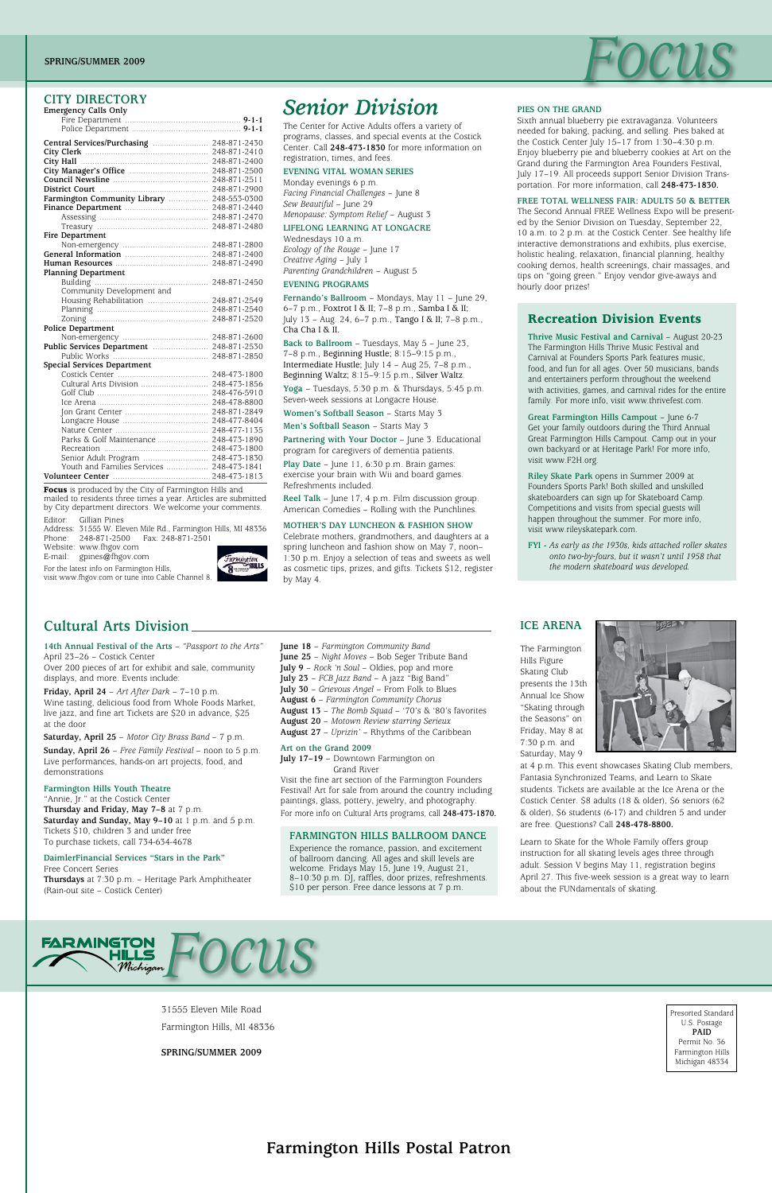# Focus

SPRING/SUMMER 2009

## CITY DIRECTORY

| | |
|---|---|
| **Emergency Calls Only** | |
| Fire Department | **9-1-1** |
| Police Department | **9-1-1** |
| **Central Services/Purchasing** | 248-871-2430 |
| **City Clerk** | 248-871-2410 |
| **City Hall** | 248-871-2400 |
| **City Manager's Office** | 248-871-2500 |
| **Council Newsline** | 248-871-2511 |
| **District Court** | 248-871-2900 |
| **Farmington Community Library** | 248-553-0300 |
| **Finance Department** | 248-871-2440 |
| Assessing | 248-871-2470 |
| Treasury | 248-871-2480 |
| **Fire Department** | |
| Non-emergency | 248-871-2800 |
| **General Information** | 248-871-2400 |
| **Human Resources** | 248-871-2490 |
| **Planning Department** | |
| Building | 248-871-2450 |
| Community Development and Housing Rehabilitation | 248-871-2549 |
| Planning | 248-871-2540 |
| Zoning | 248-871-2520 |
| **Police Department** | |
| Non-emergency | 248-871-2600 |
| **Public Services Department** | 248-871-2530 |
| Public Works | 248-871-2850 |
| **Special Services Department** | |
| Costick Center | 248-473-1800 |
| Cultural Arts Division | 248-473-1856 |
| Golf Club | 248-476-5910 |
| Ice Arena | 248-478-8800 |
| Jon Grant Center | 248-871-2849 |
| Longacre House | 248-477-8404 |
| Nature Center | 248-477-1135 |
| Parks & Golf Maintenance | 248-473-1890 |
| Recreation | 248-473-1800 |
| Senior Adult Program | 248-473-1830 |
| Youth and Families Services | 248-473-1841 |
| **Volunteer Center** | 248-473-1813 |

**Focus** is produced by the City of Farmington Hills and mailed to residents three times a year. Articles are submitted by City department directors. We welcome your comments.

Editor: Gillian Pines
Address: 31555 W. Eleven Mile Rd., Farmington Hills, MI 48336
Phone: 248-871-2500 Fax: 248-871-2501
Website: www.fhgov.com
E-mail: gpines@fhgov.com

For the latest info on Farmington Hills, visit www.fhgov.com or tune into Cable Channel 8.

## *Senior Division*

The Center for Active Adults offers a variety of programs, classes, and special events at the Costick Center. Call **248-473-1830** for more information on registration, times, and fees.

### EVENING VITAL WOMAN SERIES

Monday evenings 6 p.m.
*Facing Financial Challenges* – June 8
*Sew Beautiful* – June 29
*Menopause: Symptom Relief* – August 3

### LIFELONG LEARNING AT LONGACRE

Wednesdays 10 a.m.
*Ecology of the Rouge* – June 17
*Creative Aging* – July 1
*Parenting Grandchildren* – August 5

### EVENING PROGRAMS

**Fernando's Ballroom** – Mondays, May 11 – June 29, 6–7 p.m., Foxtrot I & II; 7–8 p.m., Samba I & II; July 13 – Aug. 24, 6–7 p.m., Tango I & II; 7–8 p.m., Cha Cha I & II.

**Back to Ballroom** – Tuesdays, May 5 – June 23, 7–8 p.m., Beginning Hustle; 8:15–9:15 p.m., Intermediate Hustle; July 14 – Aug 25, 7–8 p.m., Beginning Waltz; 8:15–9:15 p.m., Silver Waltz.

**Yoga** – Tuesdays, 5:30 p.m. & Thursdays, 5:45 p.m. Seven-week sessions at Longacre House.

**Women's Softball Season** – Starts May 3

**Men's Softball Season** – Starts May 3

**Partnering with Your Doctor** – June 3. Educational program for caregivers of dementia patients.

**Play Date** – June 11, 6:30 p.m. Brain games: exercise your brain with Wii and board games. Refreshments included.

**Reel Talk** – June 17, 4 p.m. Film discussion group. American Comedies – Rolling with the Punchlines.

### MOTHER'S DAY LUNCHEON & FASHION SHOW

Celebrate mothers, grandmothers, and daughters at a spring luncheon and fashion show on May 7, noon–1:30 p.m. Enjoy a selection of teas and sweets as well as cosmetic tips, prizes, and gifts. Tickets $12, register by May 4.

### PIES ON THE GRAND

Sixth annual blueberry pie extravaganza. Volunteers needed for baking, packing, and selling. Pies baked at the Costick Center July 15–17 from 1:30–4:30 p.m. Enjoy blueberry pie and blueberry cookies at Art on the Grand during the Farmington Area Founders Festival, July 17–19. All proceeds support Senior Division Transportation. For more information, call **248-473-1830.**

### FREE TOTAL WELLNESS FAIR: ADULTS 50 & BETTER

The Second Annual FREE Wellness Expo will be presented by the Senior Division on Tuesday, September 22, 10 a.m. to 2 p.m. at the Costick Center. See healthy life interactive demonstrations and exhibits, plus exercise, holistic healing, relaxation, financial planning, healthy cooking demos, health screenings, chair massages, and tips on "going green." Enjoy vendor give-aways and hourly door prizes!

## Recreation Division Events

**Thrive Music Festival and Carnival** – August 20-23
The Farmington Hills Thrive Music Festival and Carnival at Founders Sports Park features music, food, and fun for all ages. Over 50 musicians, bands and entertainers perform throughout the weekend with activities, games, and carnival rides for the entire family. For more info, visit www.thrivefest.com.

**Great Farmington Hills Campout** – June 6-7
Get your family outdoors during the Third Annual Great Farmington Hills Campout. Camp out in your own backyard or at Heritage Park! For more info, visit www.F2H.org.

**Riley Skate Park** opens in Summer 2009 at Founders Sports Park! Both skilled and unskilled skateboarders can sign up for Skateboard Camp. Competitions and visits from special guests will happen throughout the summer. For more info, visit www.rileyskatepark.com.

**FYI** - *As early as the 1930s, kids attached roller skates onto two-by-fours, but it wasn't until 1958 that the modern skateboard was developed.*

## Cultural Arts Division

**14th Annual Festival of the Arts** – *"Passport to the Arts"*
April 23–26 – Costick Center
Over 200 pieces of art for exhibit and sale, community displays, and more. Events include:

**Friday, April 24** – *Art After Dark* – 7–10 p.m.
Wine tasting, delicious food from Whole Foods Market, live jazz, and fine art Tickets are $20 in advance, $25 at the door

**Saturday, April 25** – *Motor City Brass Band* – 7 p.m.

**Sunday, April 26** – *Free Family Festival* – noon to 5 p.m.
Live performances, hands-on art projects, food, and demonstrations

**Farmington Hills Youth Theatre**
"Annie, Jr." at the Costick Center
**Thursday and Friday, May 7–8** at 7 p.m.
**Saturday and Sunday, May 9–10** at 1 p.m. and 5 p.m.
Tickets $10, children 3 and under free
To purchase tickets, call 734-634-4678

**DaimlerFinancial Services "Stars in the Park"**
Free Concert Series
**Thursdays** at 7:30 p.m. – Heritage Park Amphitheater
(Rain-out site – Costick Center)

**June 18** – *Farmington Community Band*
**June 25** – *Night Moves* – Bob Seger Tribute Band
**July 9** – *Rock 'n Soul* – Oldies, pop and more
**July 23** – *FCB Jazz Band* – A jazz "Big Band"
**July 30** – *Grievous Angel* – From Folk to Blues
**August 6** – *Farmington Community Chorus*
**August 13** – *The Bomb Squad* – '70's & '80's favorites
**August 20** – *Motown Review starring Serieux*
**August 27** – *Uprizin'* – Rhythms of the Caribbean

**Art on the Grand 2009**
**July 17–19** – Downtown Farmington on Grand River
Visit the fine art section of the Farmington Founders Festival! Art for sale from around the country including paintings, glass, pottery, jewelry, and photography.
For more info on Cultural Arts programs, call **248-473-1870.**

### FARMINGTON HILLS BALLROOM DANCE

Experience the romance, passion, and excitement of ballroom dancing. All ages and skill levels are welcome. Fridays May 15, June 19, August 21, 8–10:30 p.m. DJ, raffles, door prizes, refreshments. $10 per person. Free dance lessons at 7 p.m.

## ICE ARENA

The Farmington Hills Figure Skating Club presents the 13th Annual Ice Show "Skating through the Seasons" on Friday, May 8 at 7:30 p.m. and Saturday, May 9 at 4 p.m. This event showcases Skating Club members, Fantasia Synchronized Teams, and Learn to Skate students. Tickets are available at the Ice Arena or the Costick Center. $8 adults (18 & older), $6 seniors (62 & older), $6 students (6-17) and children 5 and under are free. Questions? Call **248-478-8800.**

Learn to Skate for the Whole Family offers group instruction for all skating levels ages three through adult. Session V begins May 11, registration begins April 27. This five-week session is a great way to learn about the FUNdamentals of skating.

FARMINGTON HILLS Michigan Focus

31555 Eleven Mile Road
Farmington Hills, MI 48336

**SPRING/SUMMER 2009**

Presorted Standard
U.S. Postage
**PAID**
Permit No. 36
Farmington Hills
Michigan 48334

**Farmington Hills Postal Patron**